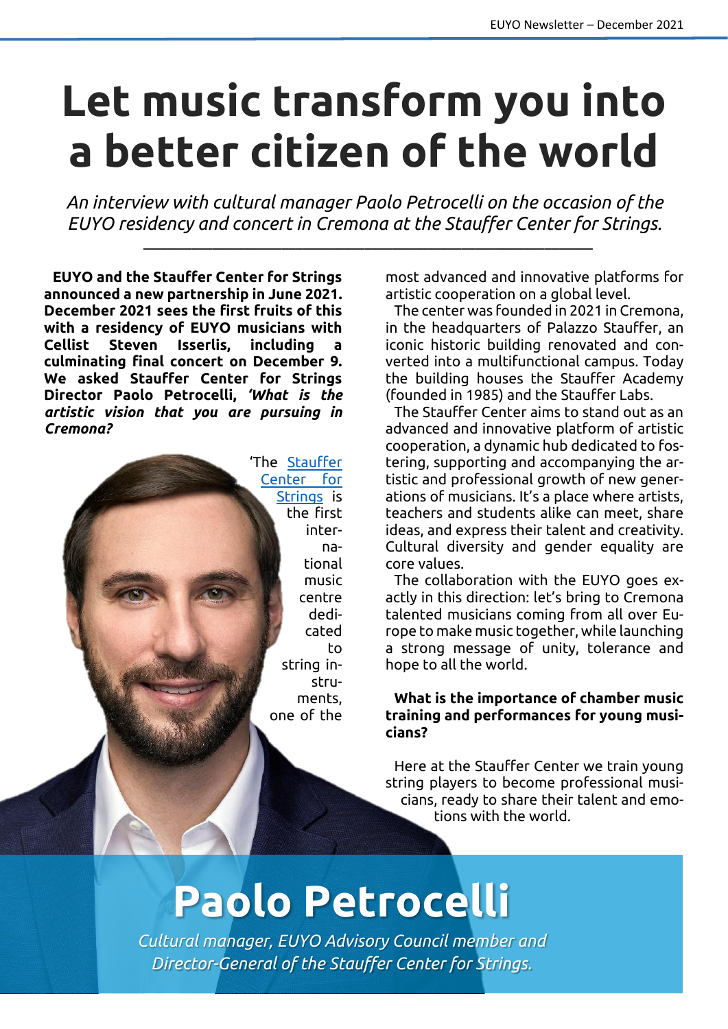# Let music transform you into a better citizen of the world

*An interview with cultural manager Paolo Petrocelli on the occasion of the EUYO residency and concert in Cremona at the Stauffer Center for Strings.*

**EUYO and the Stauffer Center for Strings announced a new partnership in June 2021. December 2021 sees the first fruits of this with a residency of EUYO musicians with Cellist Steven Isserlis, including a culminating final concert on December 9. We asked Stauffer Center for Strings Director Paolo Petrocelli, *'What is the artistic vision that you are pursuing in Cremona?***

'The Stauffer Center for Strings is the first international music centre dedicated to string instruments, one of the most advanced and innovative platforms for artistic cooperation on a global level.

The center was founded in 2021 in Cremona, in the headquarters of Palazzo Stauffer, an iconic historic building renovated and converted into a multifunctional campus. Today the building houses the Stauffer Academy (founded in 1985) and the Stauffer Labs.

The Stauffer Center aims to stand out as an advanced and innovative platform of artistic cooperation, a dynamic hub dedicated to fostering, supporting and accompanying the artistic and professional growth of new generations of musicians. It's a place where artists, teachers and students alike can meet, share ideas, and express their talent and creativity. Cultural diversity and gender equality are core values.

The collaboration with the EUYO goes exactly in this direction: let's bring to Cremona talented musicians coming from all over Europe to make music together, while launching a strong message of unity, tolerance and hope to all the world.

**What is the importance of chamber music training and performances for young musicians?**

Here at the Stauffer Center we train young string players to become professional musicians, ready to share their talent and emotions with the world.

## Paolo Petrocelli

*Cultural manager, EUYO Advisory Council member and Director-General of the Stauffer Center for Strings.*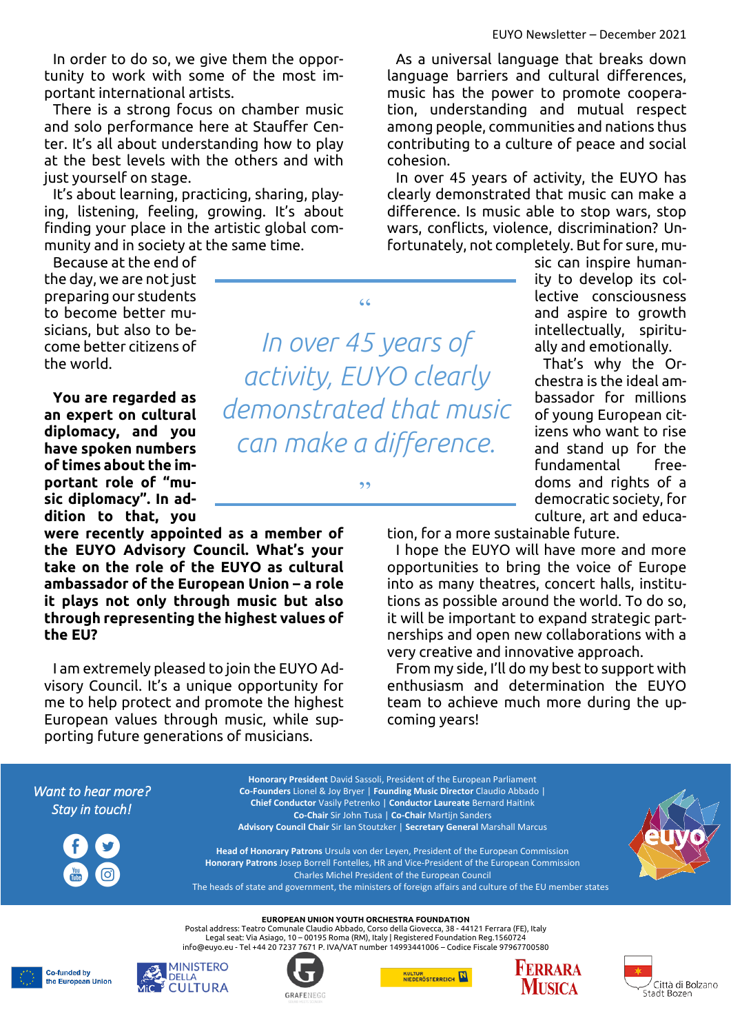In order to do so, we give them the opportunity to work with some of the most important international artists.

There is a strong focus on chamber music and solo performance here at Stauffer Center. It's all about understanding how to play at the best levels with the others and with just yourself on stage.

It's about learning, practicing, sharing, playing, listening, feeling, growing. It's about finding your place in the artistic global community and in society at the same time.

Because at the end of the day, we are not just preparing our students to become better musicians, but also to become better citizens of the world.

> *"In over 45 years of activity, EUYO clearly demonstrated that music can make a difference."*

**You are regarded as an expert on cultural diplomacy, and you have spoken numbers of times about the important role of "music diplomacy". In addition to that, you were recently appointed as a member of the EUYO Advisory Council. What's your take on the role of the EUYO as cultural ambassador of the European Union – a role it plays not only through music but also through representing the highest values of the EU?**

I am extremely pleased to join the EUYO Advisory Council. It's a unique opportunity for me to help protect and promote the highest European values through music, while supporting future generations of musicians.

As a universal language that breaks down language barriers and cultural differences, music has the power to promote cooperation, understanding and mutual respect among people, communities and nations thus contributing to a culture of peace and social cohesion.

In over 45 years of activity, the EUYO has clearly demonstrated that music can make a difference. Is music able to stop wars, stop wars, conflicts, violence, discrimination? Unfortunately, not completely. But for sure, music can inspire humanity to develop its collective consciousness and aspire to growth intellectually, spiritually and emotionally.

That's why the Orchestra is the ideal ambassador for millions of young European citizens who want to rise and stand up for the fundamental freedoms and rights of a democratic society, for culture, art and education, for a more sustainable future.

I hope the EUYO will have more and more opportunities to bring the voice of Europe into as many theatres, concert halls, institutions as possible around the world. To do so, it will be important to expand strategic partnerships and open new collaborations with a very creative and innovative approach.

From my side, I'll do my best to support with enthusiasm and determination the EUYO team to achieve much more during the upcoming years!

---

*Want to hear more?*
*Stay in touch!*

**Honorary President** David Sassoli, President of the European Parliament
**Co-Founders** Lionel & Joy Bryer | **Founding Music Director** Claudio Abbado |
**Chief Conductor** Vasily Petrenko | **Conductor Laureate** Bernard Haitink
**Co-Chair** Sir John Tusa | **Co-Chair** Martijn Sanders
**Advisory Council Chair** Sir Ian Stoutzker | **Secretary General** Marshall Marcus

**Head of Honorary Patrons** Ursula von der Leyen, President of the European Commission
**Honorary Patrons** Josep Borrell Fontelles, HR and Vice-President of the European Commission
Charles Michel President of the European Council
The heads of state and government, the ministers of foreign affairs and culture of the EU member states

**EUROPEAN UNION YOUTH ORCHESTRA FOUNDATION**
Postal address: Teatro Comunale Claudio Abbado, Corso della Giovecca, 38 - 44121 Ferrara (FE), Italy
Legal seat: Via Asiago, 10 – 00195 Roma (RM), Italy | Registered Foundation Reg.1560724
info@euyo.eu - Tel +44 20 7237 7671 P. IVA/VAT number 14993441006 – Codice Fiscale 97967700580

Co-funded by the European Union | Ministero della Cultura | Grafenegg | Kultur Niederösterreich | Ferrara Musica | Città di Bolzano Stadt Bozen